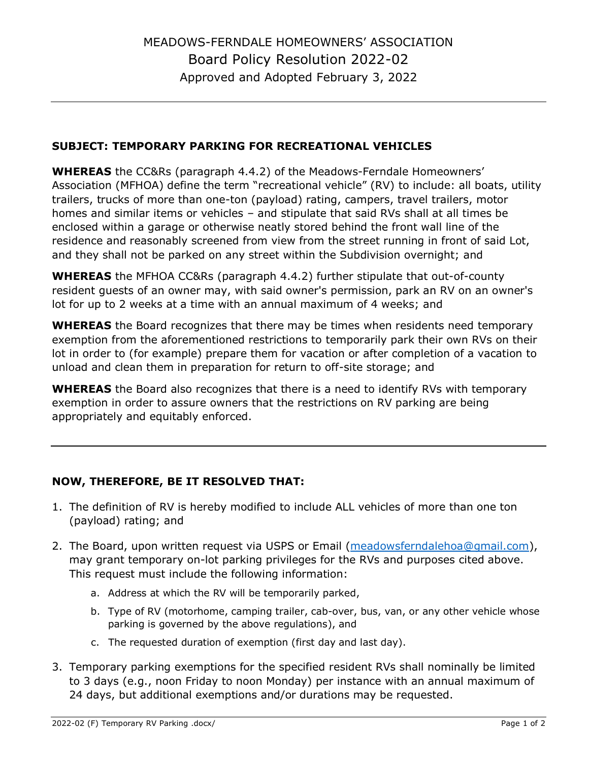# MEADOWS-FERNDALE HOMEOWNERS' ASSOCIATION

## Board Policy Resolution 2022-02

Approved and Adopted February 3, 2022

---

**SUBJECT: TEMPORARY PARKING FOR RECREATIONAL VEHICLES**

**WHEREAS** the CC&Rs (paragraph 4.4.2) of the Meadows-Ferndale Homeowners' Association (MFHOA) define the term "recreational vehicle" (RV) to include: all boats, utility trailers, trucks of more than one-ton (payload) rating, campers, travel trailers, motor homes and similar items or vehicles – and stipulate that said RVs shall at all times be enclosed within a garage or otherwise neatly stored behind the front wall line of the residence and reasonably screened from view from the street running in front of said Lot, and they shall not be parked on any street within the Subdivision overnight; and

**WHEREAS** the MFHOA CC&Rs (paragraph 4.4.2) further stipulate that out-of-county resident guests of an owner may, with said owner's permission, park an RV on an owner's lot for up to 2 weeks at a time with an annual maximum of 4 weeks; and

**WHEREAS** the Board recognizes that there may be times when residents need temporary exemption from the aforementioned restrictions to temporarily park their own RVs on their lot in order to (for example) prepare them for vacation or after completion of a vacation to unload and clean them in preparation for return to off-site storage; and

**WHEREAS** the Board also recognizes that there is a need to identify RVs with temporary exemption in order to assure owners that the restrictions on RV parking are being appropriately and equitably enforced.

---

**NOW, THEREFORE, BE IT RESOLVED THAT:**

1. The definition of RV is hereby modified to include ALL vehicles of more than one ton (payload) rating; and
2. The Board, upon written request via USPS or Email (meadowsferndalehoa@gmail.com), may grant temporary on-lot parking privileges for the RVs and purposes cited above. This request must include the following information:
   a. Address at which the RV will be temporarily parked,
   b. Type of RV (motorhome, camping trailer, cab-over, bus, van, or any other vehicle whose parking is governed by the above regulations), and
   c. The requested duration of exemption (first day and last day).
3. Temporary parking exemptions for the specified resident RVs shall nominally be limited to 3 days (e.g., noon Friday to noon Monday) per instance with an annual maximum of 24 days, but additional exemptions and/or durations may be requested.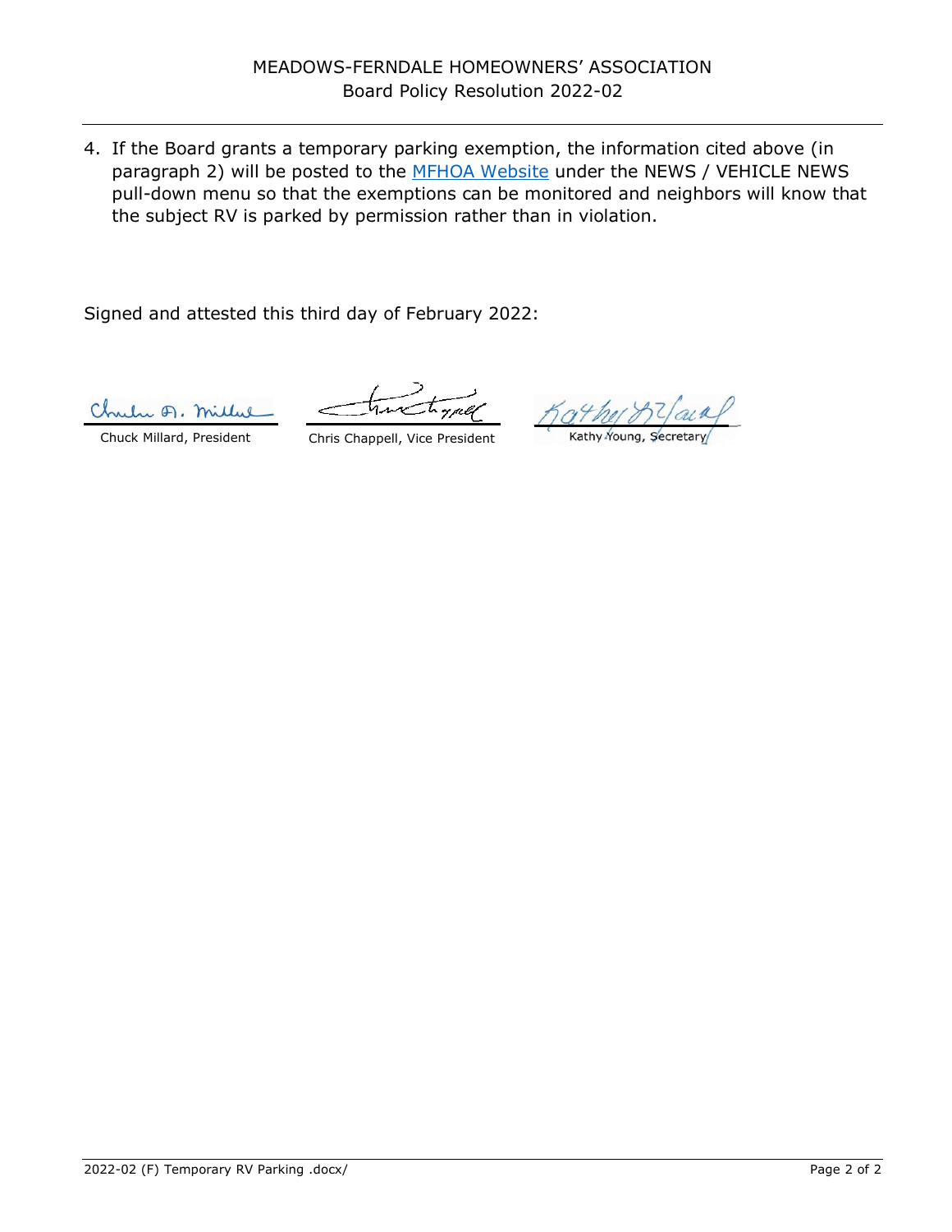4. If the Board grants a temporary parking exemption, the information cited above (in paragraph 2) will be posted to the MFHOA Website under the NEWS / VEHICLE NEWS pull-down menu so that the exemptions can be monitored and neighbors will know that the subject RV is parked by permission rather than in violation.

Signed and attested this third day of February 2022:

| | | |
|---|---|---|
| Chuck Millard, President | Chris Chappell, Vice President | Kathy Young, Secretary |